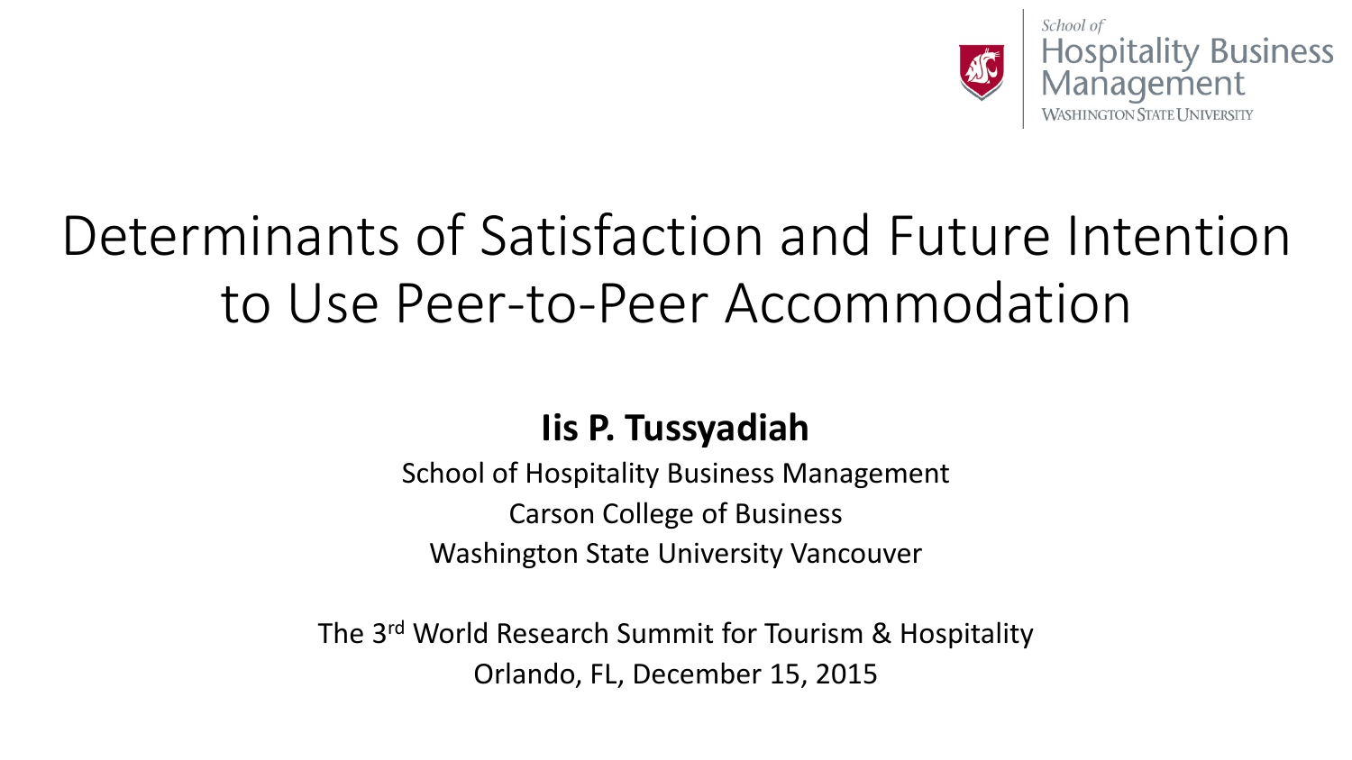School of
Hospitality Business Management
Washington State University

# Determinants of Satisfaction and Future Intention to Use Peer-to-Peer Accommodation

**Iis P. Tussyadiah**

School of Hospitality Business Management
Carson College of Business
Washington State University Vancouver

The 3rd World Research Summit for Tourism & Hospitality
Orlando, FL, December 15, 2015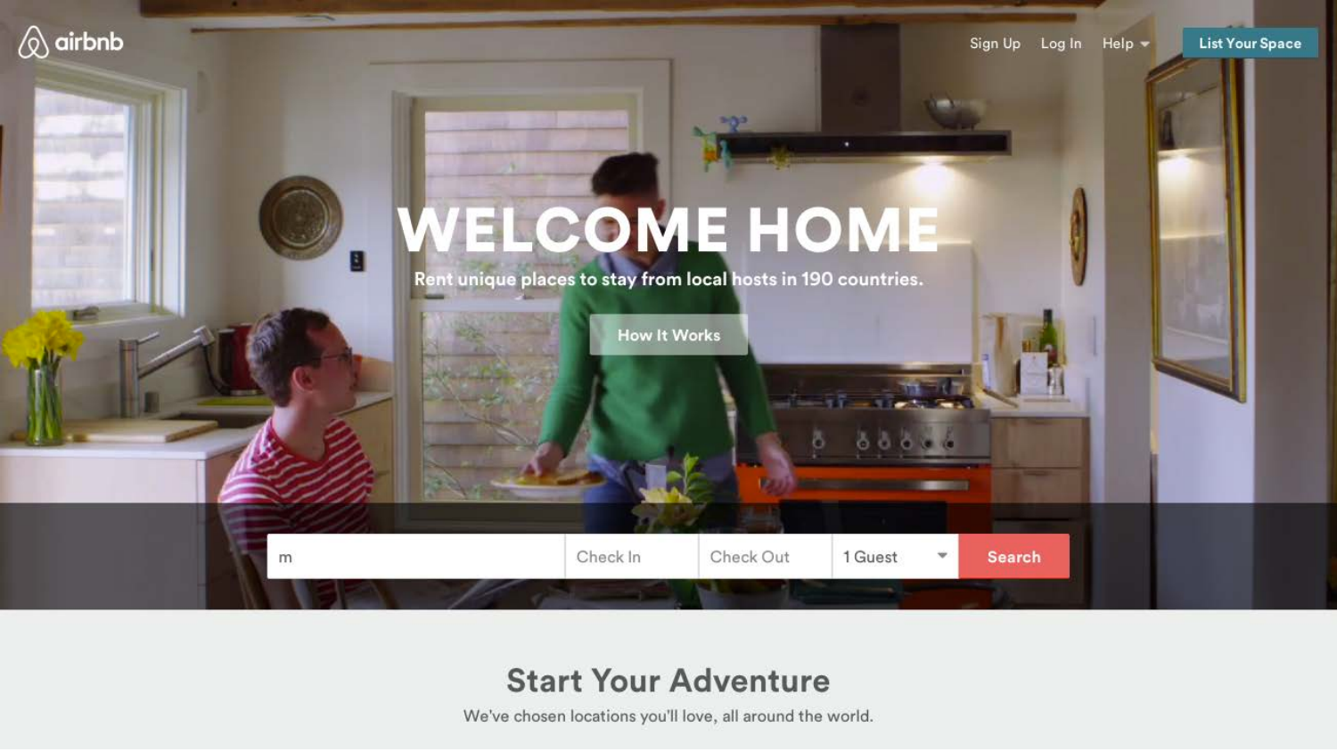airbnb

Sign Up Log In Help List Your Space

# WELCOME HOME

Rent unique places to stay from local hosts in 190 countries.

How It Works

m | Check In | Check Out | 1 Guest | Search

## Start Your Adventure

We've chosen locations you'll love, all around the world.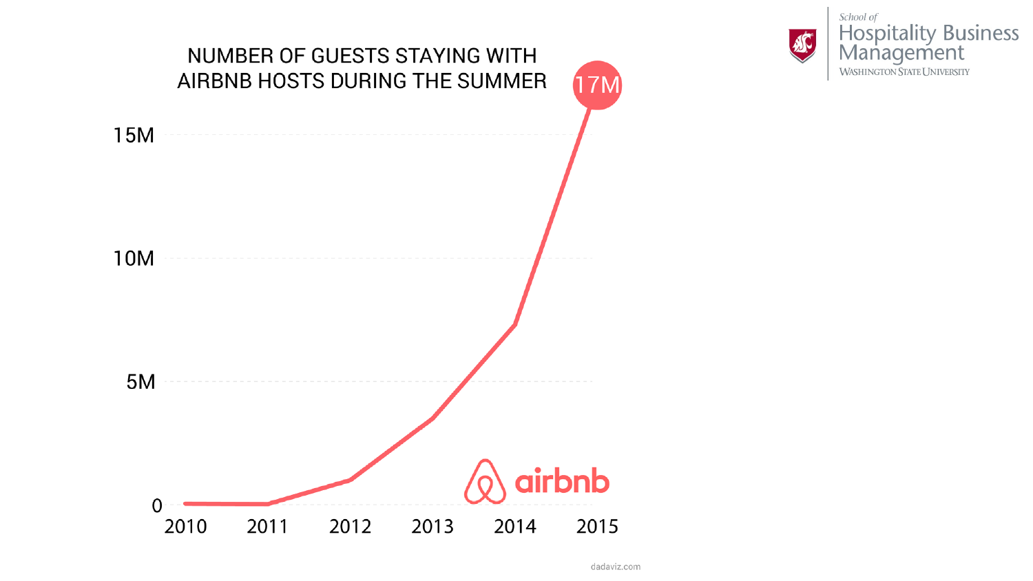# NUMBER OF GUESTS STAYING WITH AIRBNB HOSTS DURING THE SUMMER

17M

15M

10M

5M

0

2010 2011 2012 2013 2014 2015

airbnb

dadaviz.com

School of Hospitality Business Management
Washington State University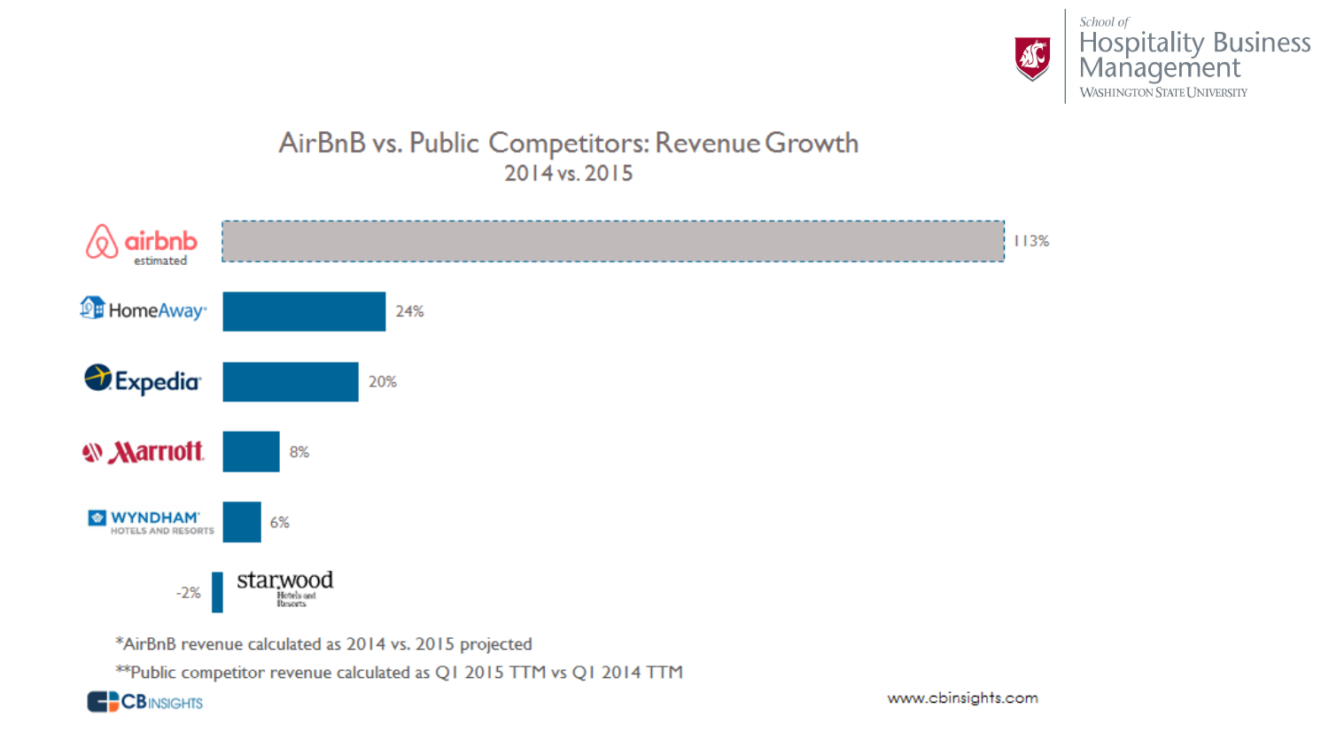## AirBnB vs. Public Competitors: Revenue Growth
### 2014 vs. 2015

| Company | Revenue Growth |
|---|---|
| airbnb (estimated) | 113% |
| HomeAway | 24% |
| Expedia | 20% |
| Marriott | 8% |
| Wyndham Hotels and Resorts | 6% |
| Starwood Hotels and Resorts | -2% |

*AirBnB revenue calculated as 2014 vs. 2015 projected

**Public competitor revenue calculated as Q1 2015 TTM vs Q1 2014 TTM

CB INSIGHTS

www.cbinsights.com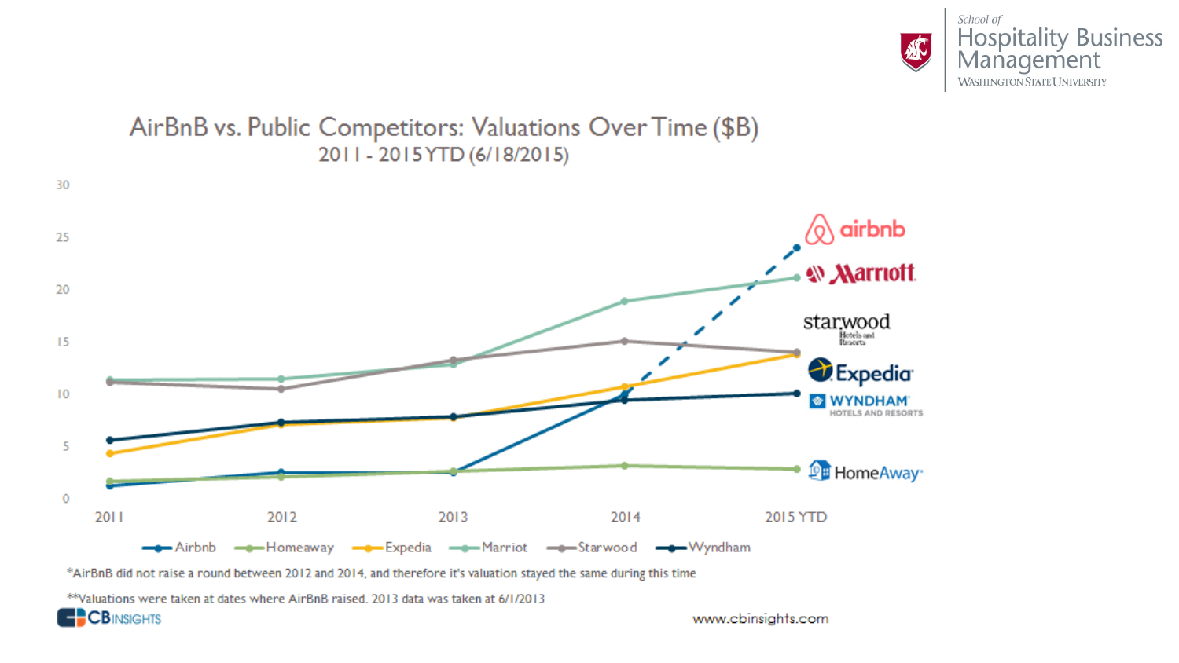# AirBnB vs. Public Competitors: Valuations Over Time ($B)

## 2011 - 2015 YTD (6/18/2015)

*AirBnB did not raise a round between 2012 and 2014, and therefore it's valuation stayed the same during this time

**Valuations were taken at dates where AirBnB raised. 2013 data was taken at 6/1/2013

www.cbinsights.com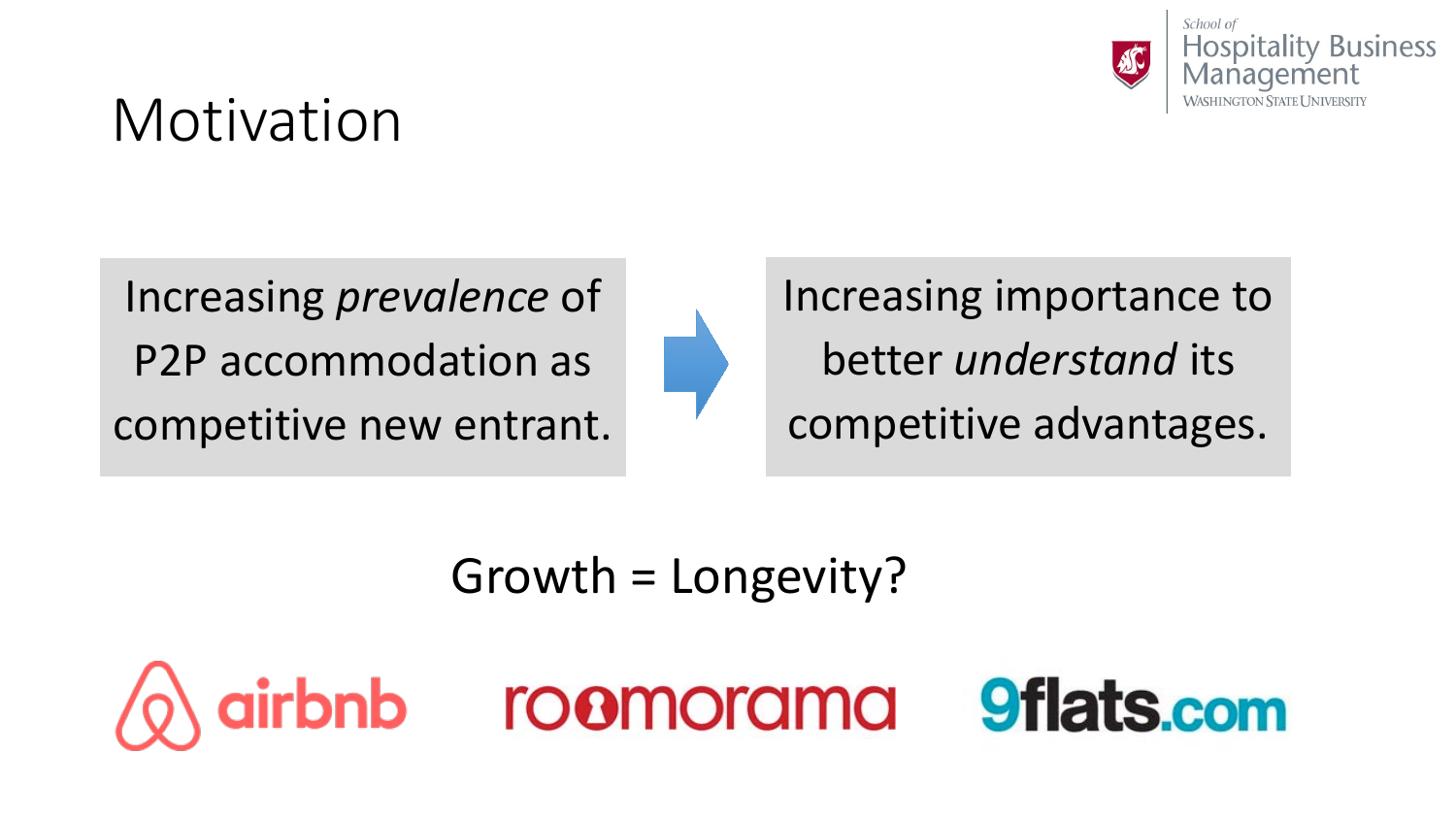# Motivation

Increasing *prevalence* of P2P accommodation as competitive new entrant.

→

Increasing importance to better *understand* its competitive advantages.

Growth = Longevity?

airbnb roomorama 9flats.com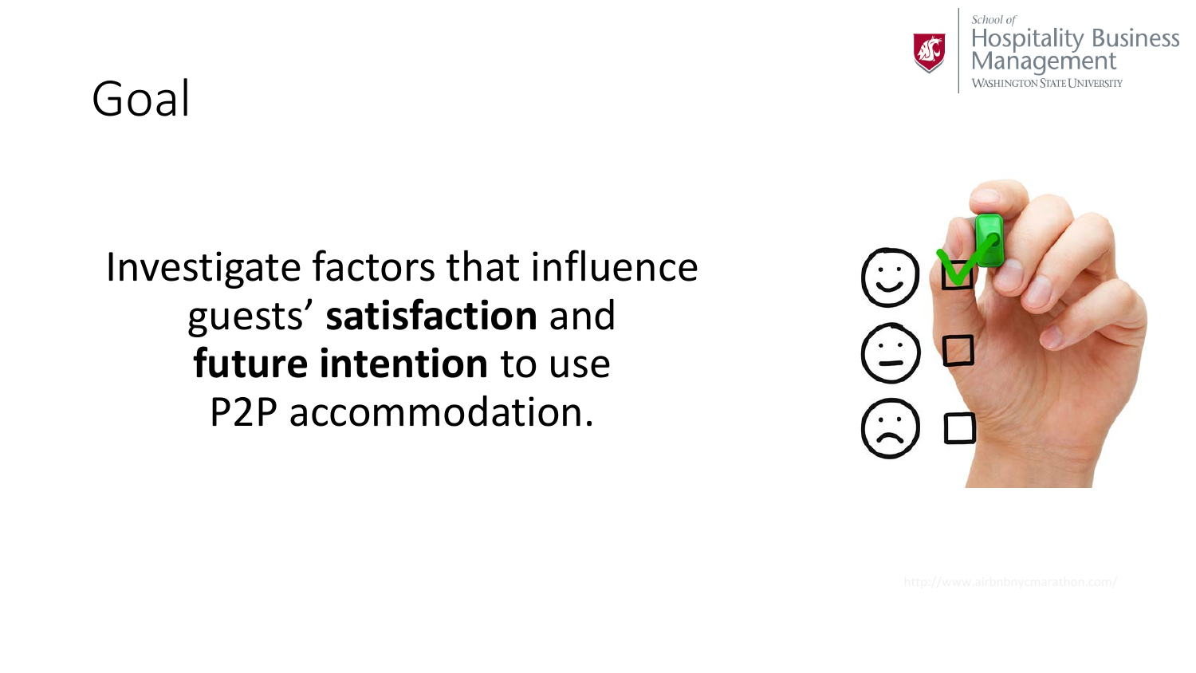# Goal

Investigate factors that influence guests' **satisfaction** and **future intention** to use P2P accommodation.

http://www.airbnbnycmarathon.com/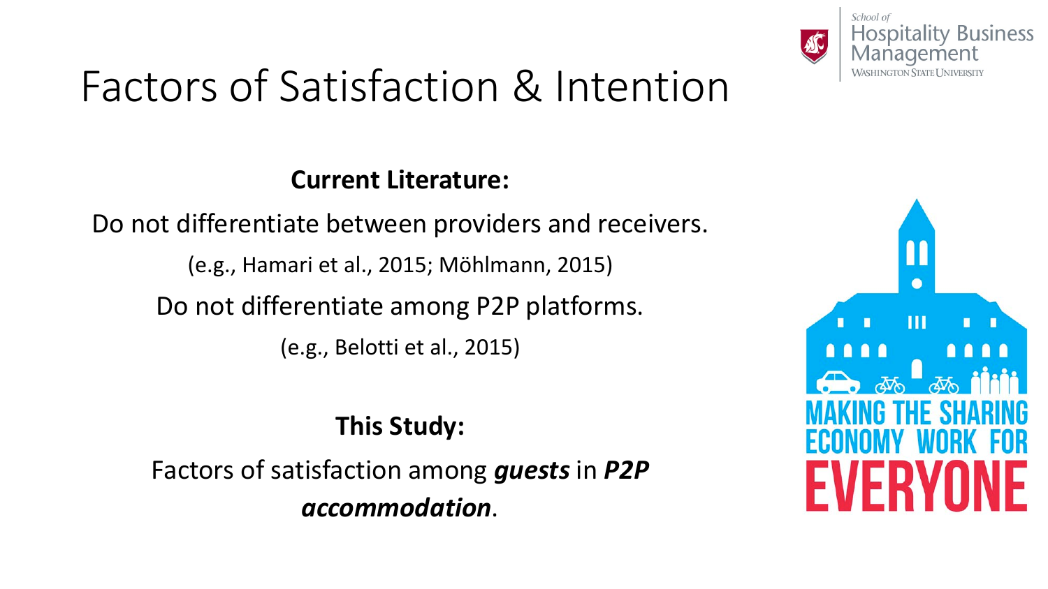# Factors of Satisfaction & Intention

**Current Literature:**

Do not differentiate between providers and receivers.

(e.g., Hamari et al., 2015; Möhlmann, 2015)

Do not differentiate among P2P platforms.

(e.g., Belotti et al., 2015)

**This Study:**

Factors of satisfaction among ***guests*** in ***P2P accommodation***.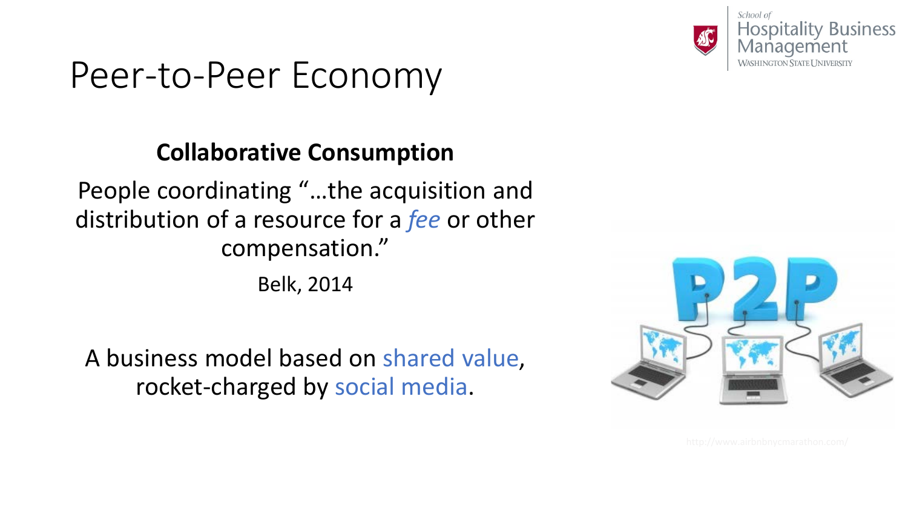# Peer-to-Peer Economy

**Collaborative Consumption**

People coordinating "…the acquisition and distribution of a resource for a *fee* or other compensation."

Belk, 2014

A business model based on shared value, rocket-charged by social media.

http://www.airbnbnycmarathon.com/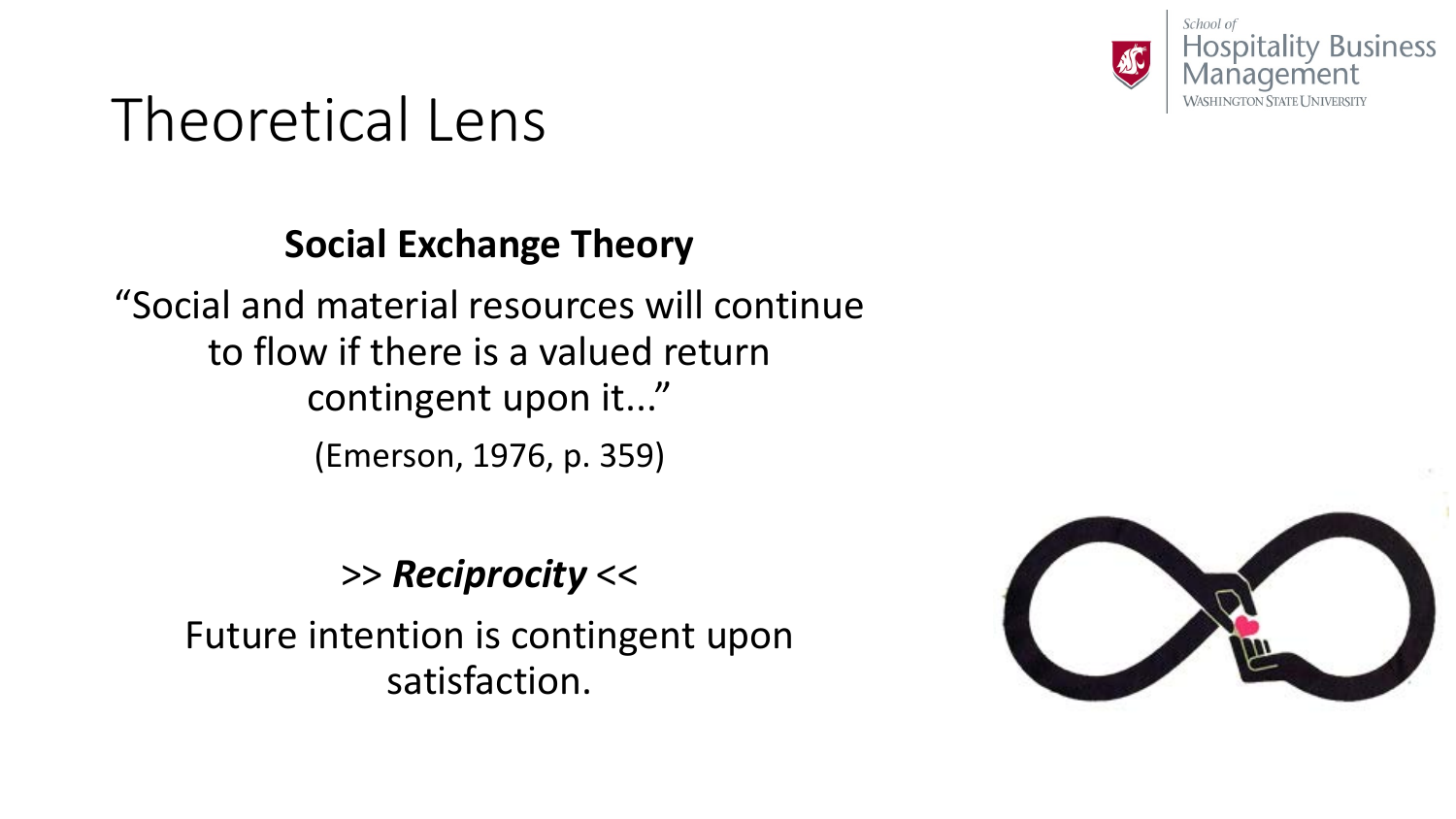# Theoretical Lens

**Social Exchange Theory**

"Social and material resources will continue to flow if there is a valued return contingent upon it..."

(Emerson, 1976, p. 359)

>> ***Reciprocity*** <<

Future intention is contingent upon satisfaction.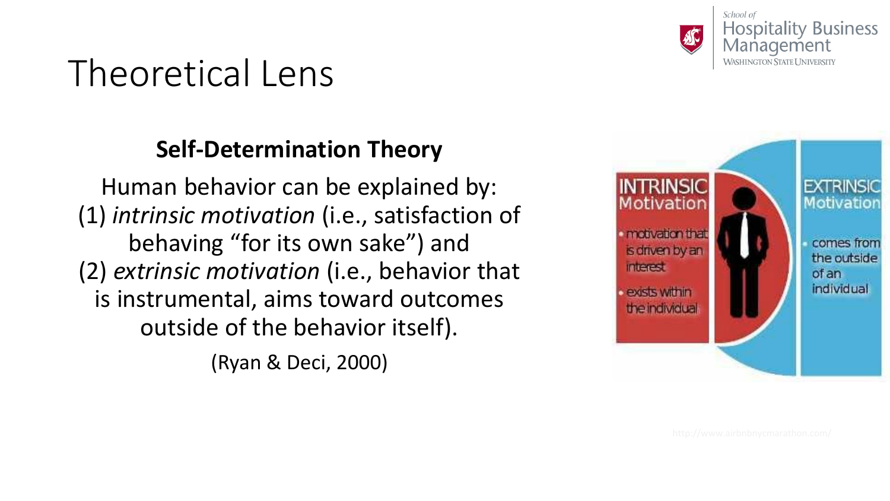# Theoretical Lens

**Self-Determination Theory**

Human behavior can be explained by:
(1) *intrinsic motivation* (i.e., satisfaction of behaving "for its own sake") and
(2) *extrinsic motivation* (i.e., behavior that is instrumental, aims toward outcomes outside of the behavior itself).

(Ryan & Deci, 2000)

INTRINSIC Motivation

- motivation that is driven by an interest
- exists within the individual

EXTRINSIC Motivation

- comes from the outside of an individual

http://www.airbnbnycmarathon.com/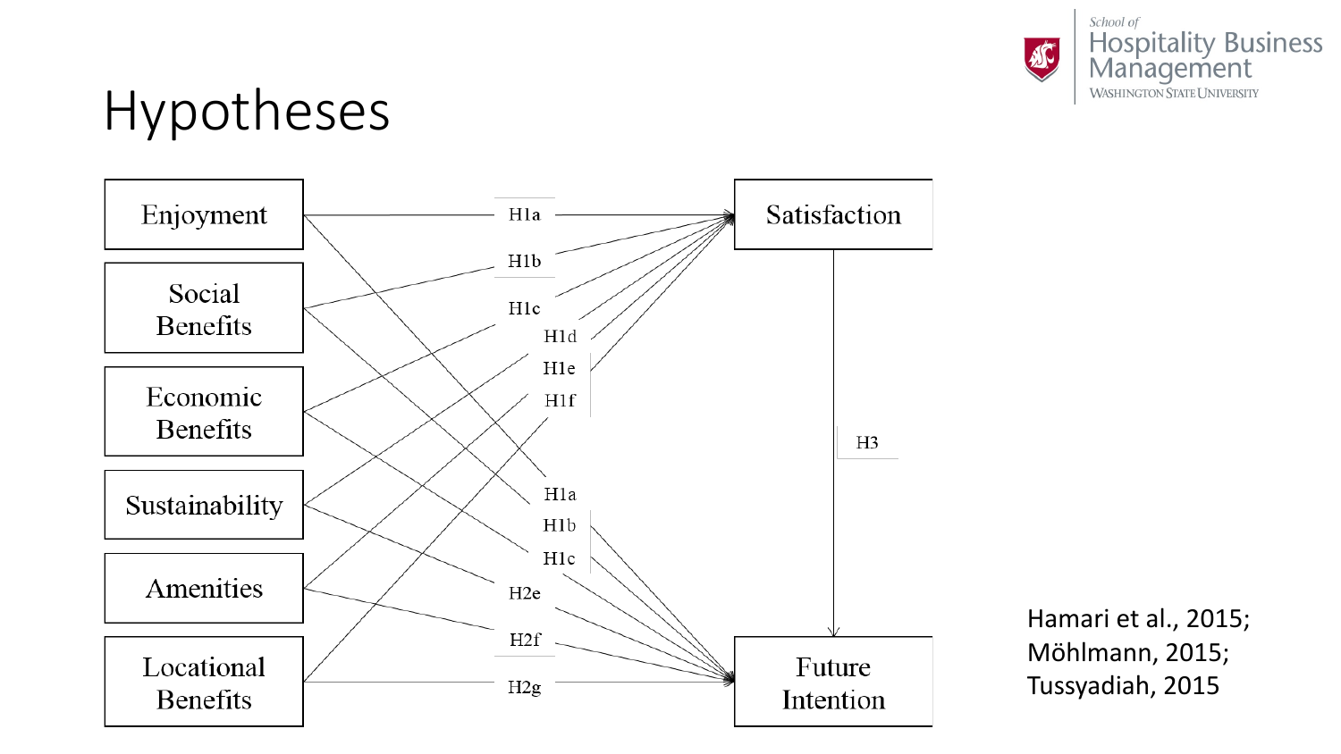# Hypotheses

Enjoyment

Social Benefits

Economic Benefits

Sustainability

Amenities

Locational Benefits

Satisfaction

Future Intention

H1a

H1b

H1c

H1d

H1e

H1f

H3

H1a

H1b

H1c

H2e

H2f

H2g

Hamari et al., 2015; Möhlmann, 2015; Tussyadiah, 2015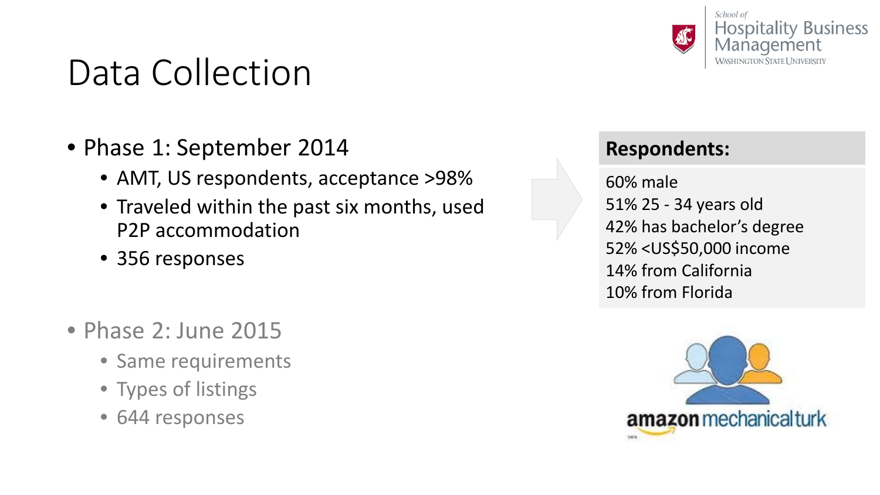# Data Collection

- Phase 1: September 2014
  - AMT, US respondents, acceptance >98%
  - Traveled within the past six months, used P2P accommodation
  - 356 responses

- Phase 2: June 2015
  - Same requirements
  - Types of listings
  - 644 responses

**Respondents:**

60% male
51% 25 - 34 years old
42% has bachelor's degree
52% <US$50,000 income
14% from California
10% from Florida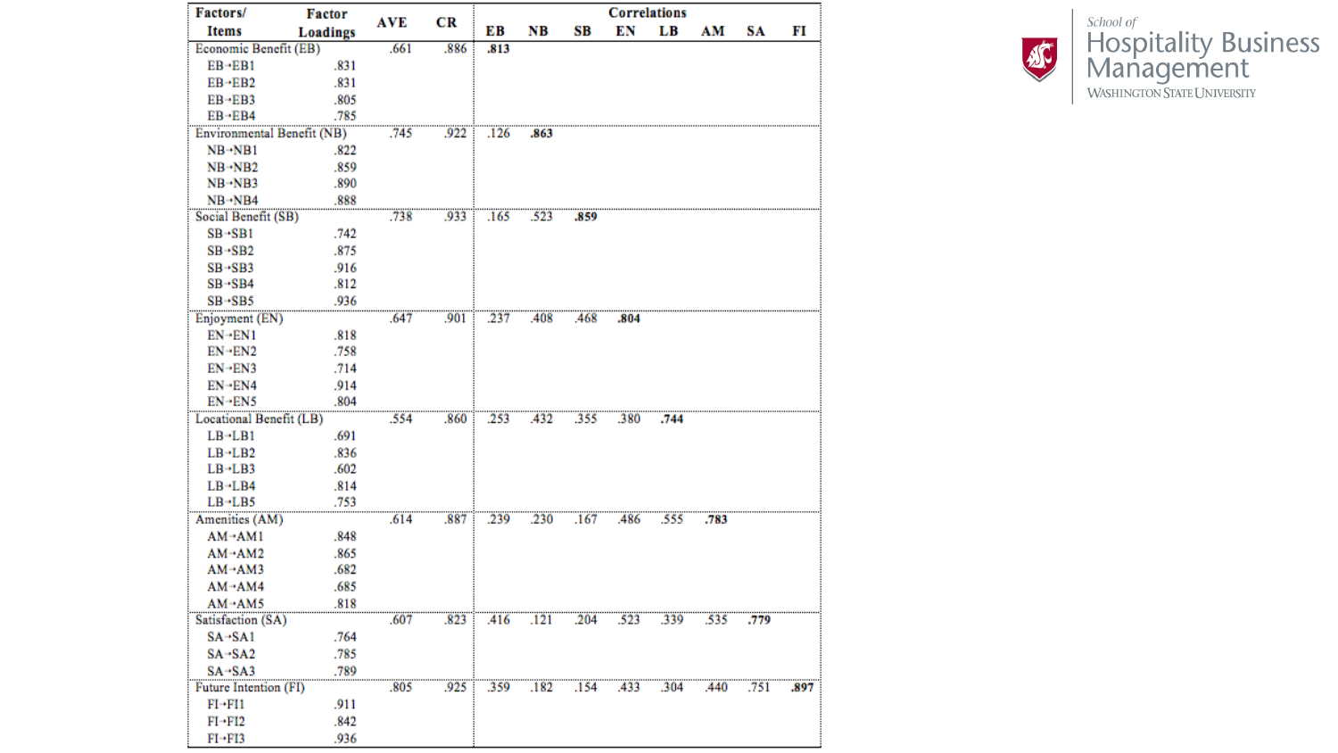| Factors/ Items | Factor Loadings | AVE | CR | EB | NB | SB | EN | LB | AM | SA | FI |
|---|---|---|---|---|---|---|---|---|---|---|---|
| Economic Benefit (EB) | | .661 | .886 | **.813** | | | | | | | |
| EB→EB1 | .831 | | | | | | | | | | |
| EB→EB2 | .831 | | | | | | | | | | |
| EB→EB3 | .805 | | | | | | | | | | |
| EB→EB4 | .785 | | | | | | | | | | |
| Environmental Benefit (NB) | | .745 | .922 | .126 | **.863** | | | | | | |
| NB→NB1 | .822 | | | | | | | | | | |
| NB→NB2 | .859 | | | | | | | | | | |
| NB→NB3 | .890 | | | | | | | | | | |
| NB→NB4 | .888 | | | | | | | | | | |
| Social Benefit (SB) | | .738 | .933 | .165 | .523 | **.859** | | | | | |
| SB→SB1 | .742 | | | | | | | | | | |
| SB→SB2 | .875 | | | | | | | | | | |
| SB→SB3 | .916 | | | | | | | | | | |
| SB→SB4 | .812 | | | | | | | | | | |
| SB→SB5 | .936 | | | | | | | | | | |
| Enjoyment (EN) | | .647 | .901 | .237 | .408 | .468 | **.804** | | | | |
| EN→EN1 | .818 | | | | | | | | | | |
| EN→EN2 | .758 | | | | | | | | | | |
| EN→EN3 | .714 | | | | | | | | | | |
| EN→EN4 | .914 | | | | | | | | | | |
| EN→EN5 | .804 | | | | | | | | | | |
| Locational Benefit (LB) | | .554 | .860 | .253 | .432 | .355 | .380 | **.744** | | | |
| LB→LB1 | .691 | | | | | | | | | | |
| LB→LB2 | .836 | | | | | | | | | | |
| LB→LB3 | .602 | | | | | | | | | | |
| LB→LB4 | .814 | | | | | | | | | | |
| LB→LB5 | .753 | | | | | | | | | | |
| Amenities (AM) | | .614 | .887 | .239 | .230 | .167 | .486 | .555 | **.783** | | |
| AM→AM1 | .848 | | | | | | | | | | |
| AM→AM2 | .865 | | | | | | | | | | |
| AM→AM3 | .682 | | | | | | | | | | |
| AM→AM4 | .685 | | | | | | | | | | |
| AM→AM5 | .818 | | | | | | | | | | |
| Satisfaction (SA) | | .607 | .823 | .416 | .121 | .204 | .523 | .339 | .535 | **.779** | |
| SA→SA1 | .764 | | | | | | | | | | |
| SA→SA2 | .785 | | | | | | | | | | |
| SA→SA3 | .789 | | | | | | | | | | |
| Future Intention (FI) | | .805 | .925 | .359 | .182 | .154 | .433 | .304 | .440 | .751 | **.897** |
| FI→FI1 | .911 | | | | | | | | | | |
| FI→FI2 | .842 | | | | | | | | | | |
| FI→FI3 | .936 | | | | | | | | | | |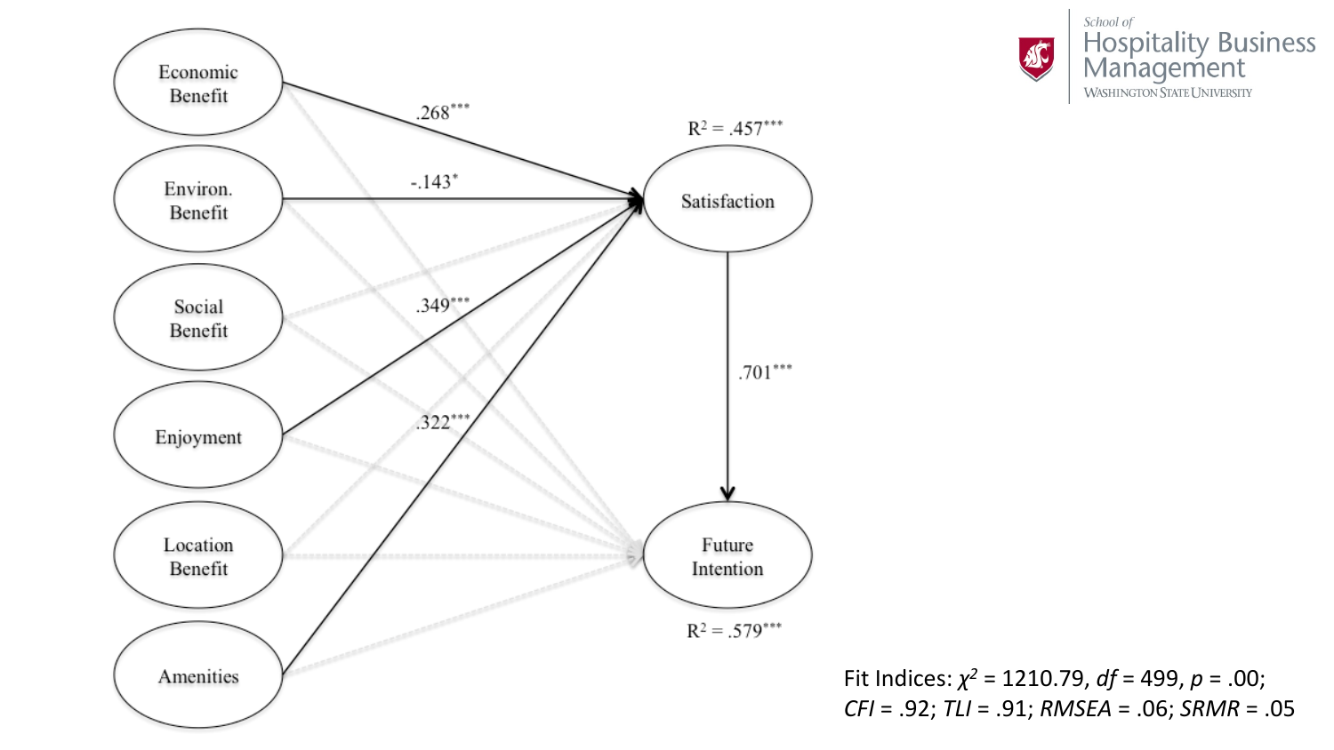Economic Benefit

Environ. Benefit

Social Benefit

Enjoyment

Location Benefit

Amenities

Economic Benefit → Satisfaction: .268***

Environ. Benefit → Satisfaction: -.143*

Enjoyment → Satisfaction: .349***

Amenities → Satisfaction: .322***

Satisfaction: $R^2$ = .457***

Satisfaction → Future Intention: .701***

Future Intention: $R^2$ = .579***

Fit Indices: $\chi^2$ = 1210.79, *df* = 499, *p* = .00; *CFI* = .92; *TLI* = .91; *RMSEA* = .06; *SRMR* = .05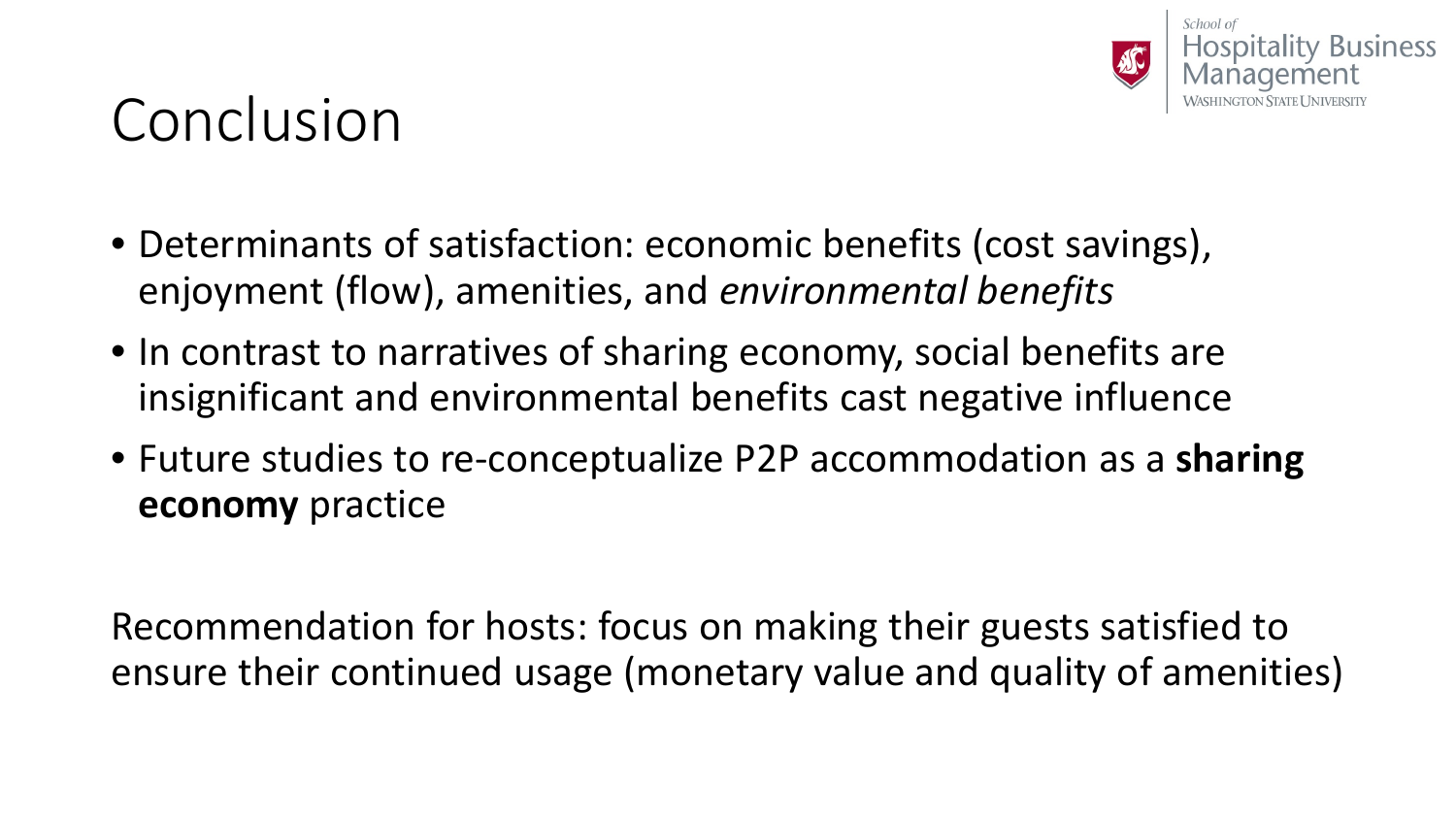# Conclusion

- Determinants of satisfaction: economic benefits (cost savings), enjoyment (flow), amenities, and *environmental benefits*
- In contrast to narratives of sharing economy, social benefits are insignificant and environmental benefits cast negative influence
- Future studies to re-conceptualize P2P accommodation as a **sharing economy** practice

Recommendation for hosts: focus on making their guests satisfied to ensure their continued usage (monetary value and quality of amenities)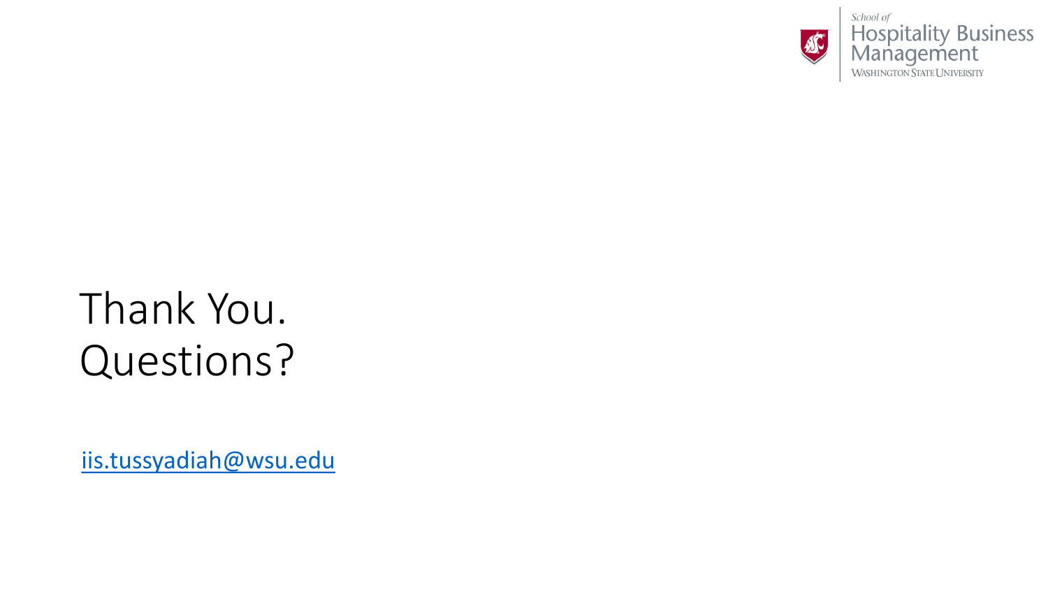School of
Hospitality Business Management
WASHINGTON STATE UNIVERSITY

# Thank You.
# Questions?

iis.tussyadiah@wsu.edu